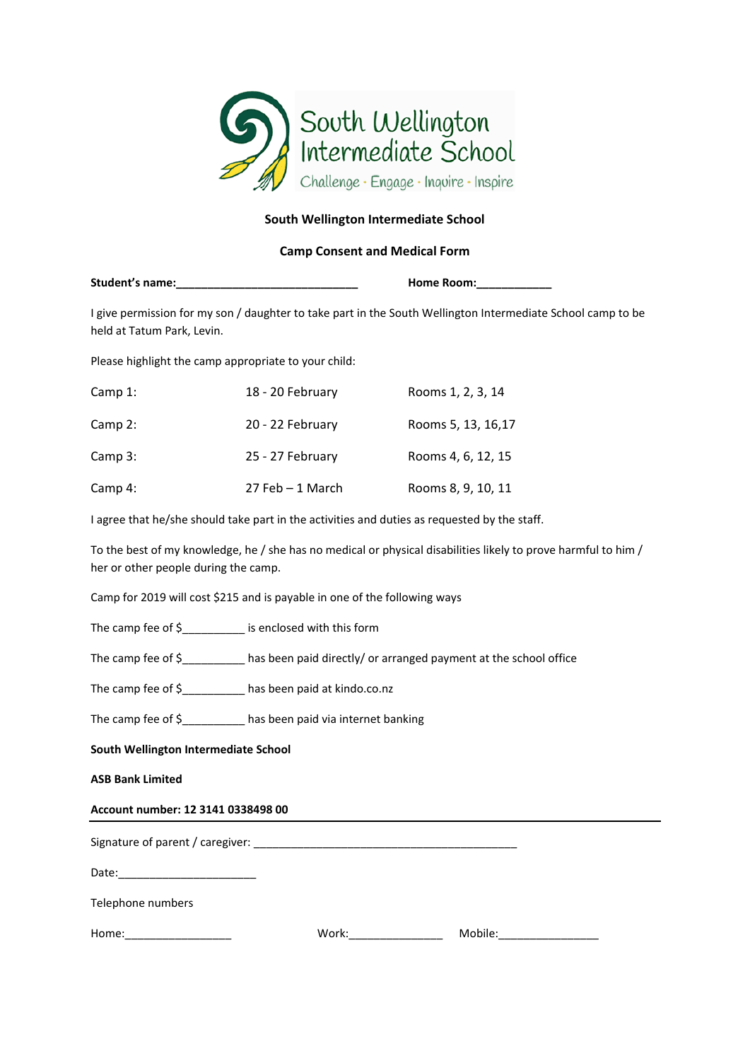South Wellington Intermediate School

Challenge · Engage · Inquire · Inspire

**South Wellington Intermediate School**

**Camp Consent and Medical Form**

**Student's name:______________________________** **Home Room:____________**

I give permission for my son / daughter to take part in the South Wellington Intermediate School camp to be held at Tatum Park, Levin.

Please highlight the camp appropriate to your child:

| | | |
|---|---|---|
| Camp 1: | 18 - 20 February | Rooms 1, 2, 3, 14 |
| Camp 2: | 20 - 22 February | Rooms 5, 13, 16,17 |
| Camp 3: | 25 - 27 February | Rooms 4, 6, 12, 15 |
| Camp 4: | 27 Feb – 1 March | Rooms 8, 9, 10, 11 |

I agree that he/she should take part in the activities and duties as requested by the staff.

To the best of my knowledge, he / she has no medical or physical disabilities likely to prove harmful to him / her or other people during the camp.

Camp for 2019 will cost $215 and is payable in one of the following ways

The camp fee of $__________ is enclosed with this form

The camp fee of $__________ has been paid directly/ or arranged payment at the school office

The camp fee of $__________ has been paid at kindo.co.nz

The camp fee of $__________ has been paid via internet banking

**South Wellington Intermediate School**

**ASB Bank Limited**

**Account number: 12 3141 0338498 00**

---

Signature of parent / caregiver: ____________________________________________

Date:______________________

Telephone numbers

Home:_________________ Work:_______________ Mobile:________________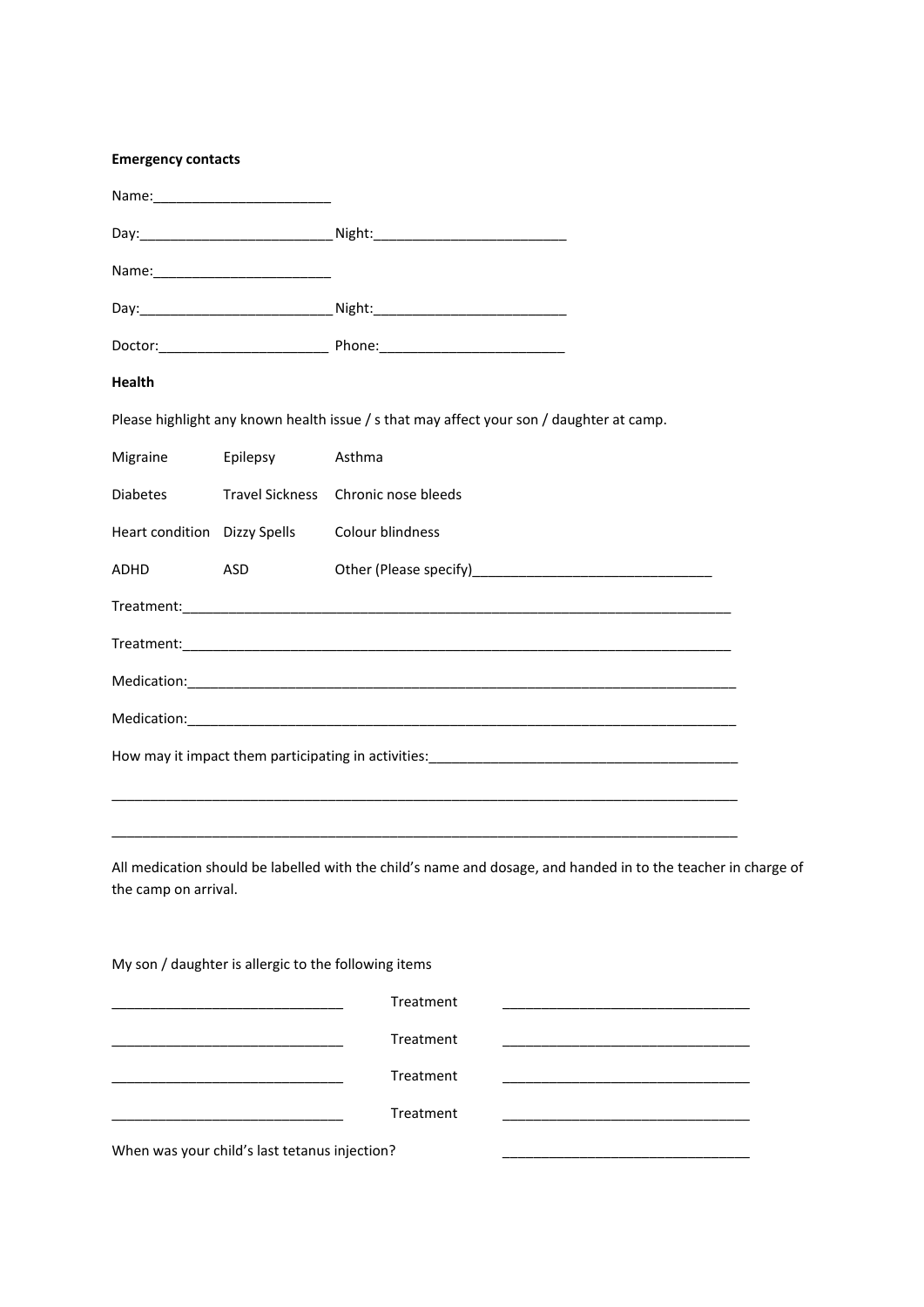**Emergency contacts**

Name:_______________________

Day:_________________________ Night:_________________________

Name:_______________________

Day:_________________________ Night:_________________________

Doctor:______________________ Phone:________________________

**Health**

Please highlight any known health issue / s that may affect your son / daughter at camp.

| | | |
|---|---|---|
| Migraine | Epilepsy | Asthma |
| Diabetes | Travel Sickness | Chronic nose bleeds |
| Heart condition | Dizzy Spells | Colour blindness |
| ADHD | ASD | Other (Please specify)_______________________________ |

Treatment:_________________________________________________________________________

Treatment:_________________________________________________________________________

Medication:________________________________________________________________________

Medication:________________________________________________________________________

How may it impact them participating in activities:_________________________________________

___________________________________________________________________________________

___________________________________________________________________________________

All medication should be labelled with the child's name and dosage, and handed in to the teacher in charge of the camp on arrival.

My son / daughter is allergic to the following items

| | | |
|---|---|---|
| ______________________________ | Treatment | ________________________________ |
| ______________________________ | Treatment | ________________________________ |
| ______________________________ | Treatment | ________________________________ |
| ______________________________ | Treatment | ________________________________ |

When was your child's last tetanus injection? ________________________________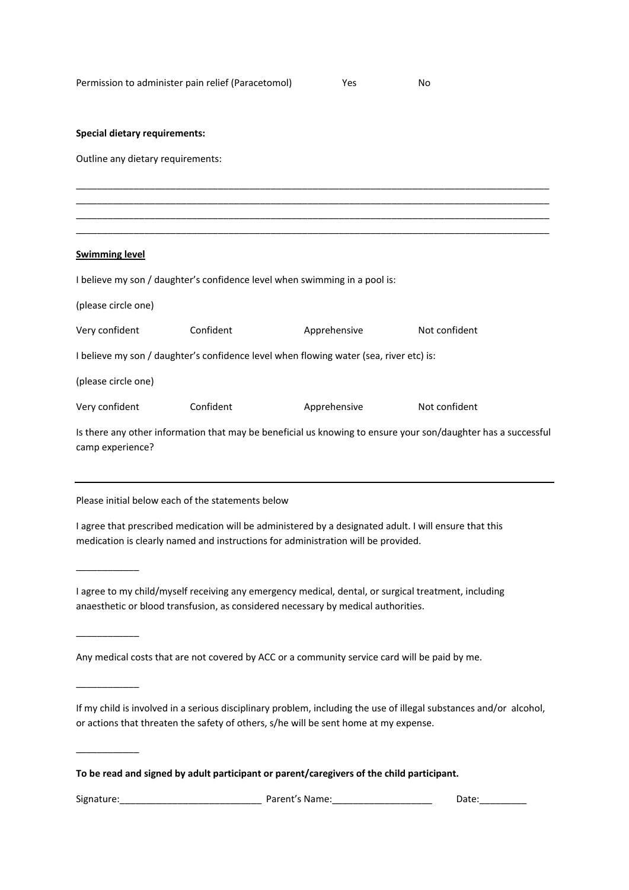Permission to administer pain relief (Paracetomol)  Yes  No

**Special dietary requirements:**

Outline any dietary requirements:

______________________________________________________________________________________________
______________________________________________________________________________________________
______________________________________________________________________________________________
______________________________________________________________________________________________

**Swimming level**

I believe my son / daughter's confidence level when swimming in a pool is:

(please circle one)

Very confident  Confident  Apprehensive  Not confident

I believe my son / daughter's confidence level when flowing water (sea, river etc) is:

(please circle one)

Very confident  Confident  Apprehensive  Not confident

Is there any other information that may be beneficial us knowing to ensure your son/daughter has a successful camp experience?

---

Please initial below each of the statements below

I agree that prescribed medication will be administered by a designated adult. I will ensure that this medication is clearly named and instructions for administration will be provided.

____________

I agree to my child/myself receiving any emergency medical, dental, or surgical treatment, including anaesthetic or blood transfusion, as considered necessary by medical authorities.

____________

Any medical costs that are not covered by ACC or a community service card will be paid by me.

____________

If my child is involved in a serious disciplinary problem, including the use of illegal substances and/or alcohol, or actions that threaten the safety of others, s/he will be sent home at my expense.

____________

**To be read and signed by adult participant or parent/caregivers of the child participant.**

Signature:___________________________ Parent's Name:___________________ Date:_________